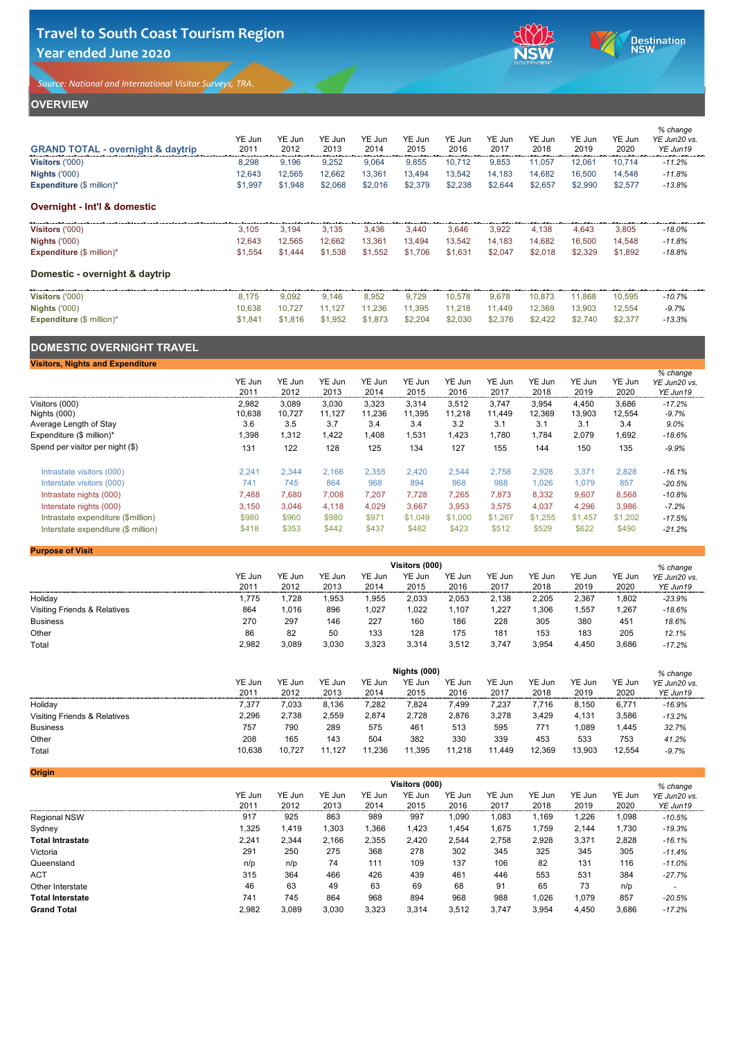# Travel to South Coast Tourism Region
## Year ended June 2020

*Source: National and International Visitor Surveys, TRA.*

## OVERVIEW

| GRAND TOTAL - overnight & daytrip | YE Jun 2011 | YE Jun 2012 | YE Jun 2013 | YE Jun 2014 | YE Jun 2015 | YE Jun 2016 | YE Jun 2017 | YE Jun 2018 | YE Jun 2019 | YE Jun 2020 | % change YE Jun20 vs. YE Jun19 |
|---|---|---|---|---|---|---|---|---|---|---|---|
| **Visitors** ('000) | 8,298 | 9,196 | 9,252 | 9,064 | 9,855 | 10,712 | 9,853 | 11,057 | 12,061 | 10,714 | -11.2% |
| **Nights** ('000) | 12,643 | 12,565 | 12,662 | 13,361 | 13,494 | 13,542 | 14,183 | 14,682 | 16,500 | 14,548 | -11.8% |
| **Expenditure** ($ million)* | $1,997 | $1,948 | $2,068 | $2,016 | $2,379 | $2,238 | $2,644 | $2,657 | $2,990 | $2,577 | -13.8% |

### Overnight - Int'l & domestic

| | YE Jun 2011 | YE Jun 2012 | YE Jun 2013 | YE Jun 2014 | YE Jun 2015 | YE Jun 2016 | YE Jun 2017 | YE Jun 2018 | YE Jun 2019 | YE Jun 2020 | % change YE Jun20 vs. YE Jun19 |
|---|---|---|---|---|---|---|---|---|---|---|---|
| **Visitors** ('000) | 3,105 | 3,194 | 3,135 | 3,436 | 3,440 | 3,646 | 3,922 | 4,138 | 4,643 | 3,805 | -18.0% |
| **Nights** ('000) | 12,643 | 12,565 | 12,662 | 13,361 | 13,494 | 13,542 | 14,183 | 14,682 | 16,500 | 14,548 | -11.8% |
| **Expenditure** ($ million)* | $1,554 | $1,444 | $1,538 | $1,552 | $1,706 | $1,631 | $2,047 | $2,018 | $2,329 | $1,892 | -18.8% |

### Domestic - overnight & daytrip

| | YE Jun 2011 | YE Jun 2012 | YE Jun 2013 | YE Jun 2014 | YE Jun 2015 | YE Jun 2016 | YE Jun 2017 | YE Jun 2018 | YE Jun 2019 | YE Jun 2020 | % change YE Jun20 vs. YE Jun19 |
|---|---|---|---|---|---|---|---|---|---|---|---|
| **Visitors** ('000) | 8,175 | 9,092 | 9,146 | 8,952 | 9,729 | 10,578 | 9,678 | 10,873 | 11,868 | 10,595 | -10.7% |
| **Nights** ('000) | 10,638 | 10,727 | 11,127 | 11,236 | 11,395 | 11,218 | 11,449 | 12,369 | 13,903 | 12,554 | -9.7% |
| **Expenditure** ($ million)* | $1,841 | $1,816 | $1,952 | $1,873 | $2,204 | $2,030 | $2,376 | $2,422 | $2,740 | $2,377 | -13.3% |

## DOMESTIC OVERNIGHT TRAVEL

### Visitors, Nights and Expenditure

| | YE Jun 2011 | YE Jun 2012 | YE Jun 2013 | YE Jun 2014 | YE Jun 2015 | YE Jun 2016 | YE Jun 2017 | YE Jun 2018 | YE Jun 2019 | YE Jun 2020 | % change YE Jun20 vs. YE Jun19 |
|---|---|---|---|---|---|---|---|---|---|---|---|
| Visitors (000) | 2,982 | 3,089 | 3,030 | 3,323 | 3,314 | 3,512 | 3,747 | 3,954 | 4,450 | 3,686 | -17.2% |
| Nights (000) | 10,638 | 10,727 | 11,127 | 11,236 | 11,395 | 11,218 | 11,449 | 12,369 | 13,903 | 12,554 | -9.7% |
| Average Length of Stay | 3.6 | 3.5 | 3.7 | 3.4 | 3.4 | 3.2 | 3.1 | 3.1 | 3.1 | 3.4 | 9.0% |
| Expenditure ($ million)* | 1,398 | 1,312 | 1,422 | 1,408 | 1,531 | 1,423 | 1,780 | 1,784 | 2,079 | 1,692 | -18.6% |
| Spend per visitor per night ($) | 131 | 122 | 128 | 125 | 134 | 127 | 155 | 144 | 150 | 135 | -9.9% |
| Intrastate visitors (000) | 2,241 | 2,344 | 2,166 | 2,355 | 2,420 | 2,544 | 2,758 | 2,928 | 3,371 | 2,828 | -16.1% |
| Interstate visitors (000) | 741 | 745 | 864 | 968 | 894 | 968 | 988 | 1,026 | 1,079 | 857 | -20.5% |
| Intrastate nights (000) | 7,488 | 7,680 | 7,008 | 7,207 | 7,728 | 7,265 | 7,873 | 8,332 | 9,607 | 8,568 | -10.8% |
| Interstate nights (000) | 3,150 | 3,046 | 4,118 | 4,029 | 3,667 | 3,953 | 3,575 | 4,037 | 4,296 | 3,986 | -7.2% |
| Intrastate expenditure ($million) | $980 | $960 | $980 | $971 | $1,049 | $1,000 | $1,267 | $1,255 | $1,457 | $1,202 | -17.5% |
| Interstate expenditure ($ million) | $418 | $353 | $442 | $437 | $482 | $423 | $512 | $529 | $622 | $490 | -21.2% |

### Purpose of Visit

| Visitors (000) | YE Jun 2011 | YE Jun 2012 | YE Jun 2013 | YE Jun 2014 | YE Jun 2015 | YE Jun 2016 | YE Jun 2017 | YE Jun 2018 | YE Jun 2019 | YE Jun 2020 | % change YE Jun20 vs. YE Jun19 |
|---|---|---|---|---|---|---|---|---|---|---|---|
| Holiday | 1,775 | 1,728 | 1,953 | 1,955 | 2,033 | 2,053 | 2,138 | 2,205 | 2,367 | 1,802 | -23.9% |
| Visiting Friends & Relatives | 864 | 1,016 | 896 | 1,027 | 1,022 | 1,107 | 1,227 | 1,306 | 1,557 | 1,267 | -18.6% |
| Business | 270 | 297 | 146 | 227 | 160 | 186 | 228 | 305 | 380 | 451 | 18.6% |
| Other | 86 | 82 | 50 | 133 | 128 | 175 | 181 | 153 | 183 | 205 | 12.1% |
| Total | 2,982 | 3,089 | 3,030 | 3,323 | 3,314 | 3,512 | 3,747 | 3,954 | 4,450 | 3,686 | -17.2% |

| Nights (000) | YE Jun 2011 | YE Jun 2012 | YE Jun 2013 | YE Jun 2014 | YE Jun 2015 | YE Jun 2016 | YE Jun 2017 | YE Jun 2018 | YE Jun 2019 | YE Jun 2020 | % change YE Jun20 vs. YE Jun19 |
|---|---|---|---|---|---|---|---|---|---|---|---|
| Holiday | 7,377 | 7,033 | 8,136 | 7,282 | 7,824 | 7,499 | 7,237 | 7,716 | 8,150 | 6,771 | -16.9% |
| Visiting Friends & Relatives | 2,296 | 2,738 | 2,559 | 2,874 | 2,728 | 2,876 | 3,278 | 3,429 | 4,131 | 3,586 | -13.2% |
| Business | 757 | 790 | 289 | 575 | 461 | 513 | 595 | 771 | 1,089 | 1,445 | 32.7% |
| Other | 208 | 165 | 143 | 504 | 382 | 330 | 339 | 453 | 533 | 753 | 41.2% |
| Total | 10,638 | 10,727 | 11,127 | 11,236 | 11,395 | 11,218 | 11,449 | 12,369 | 13,903 | 12,554 | -9.7% |

### Origin

| Visitors (000) | YE Jun 2011 | YE Jun 2012 | YE Jun 2013 | YE Jun 2014 | YE Jun 2015 | YE Jun 2016 | YE Jun 2017 | YE Jun 2018 | YE Jun 2019 | YE Jun 2020 | % change YE Jun20 vs. YE Jun19 |
|---|---|---|---|---|---|---|---|---|---|---|---|
| Regional NSW | 917 | 925 | 863 | 989 | 997 | 1,090 | 1,083 | 1,169 | 1,226 | 1,098 | -10.5% |
| Sydney | 1,325 | 1,419 | 1,303 | 1,366 | 1,423 | 1,454 | 1,675 | 1,759 | 2,144 | 1,730 | -19.3% |
| **Total Intrastate** | 2,241 | 2,344 | 2,166 | 2,355 | 2,420 | 2,544 | 2,758 | 2,928 | 3,371 | 2,828 | -16.1% |
| Victoria | 291 | 250 | 275 | 368 | 278 | 302 | 345 | 325 | 345 | 305 | -11.4% |
| Queensland | n/p | n/p | 74 | 111 | 109 | 137 | 106 | 82 | 131 | 116 | -11.0% |
| ACT | 315 | 364 | 466 | 426 | 439 | 461 | 446 | 553 | 531 | 384 | -27.7% |
| Other Interstate | 46 | 63 | 49 | 63 | 69 | 68 | 91 | 65 | 73 | n/p | - |
| **Total Interstate** | 741 | 745 | 864 | 968 | 894 | 968 | 988 | 1,026 | 1,079 | 857 | -20.5% |
| **Grand Total** | 2,982 | 3,089 | 3,030 | 3,323 | 3,314 | 3,512 | 3,747 | 3,954 | 4,450 | 3,686 | -17.2% |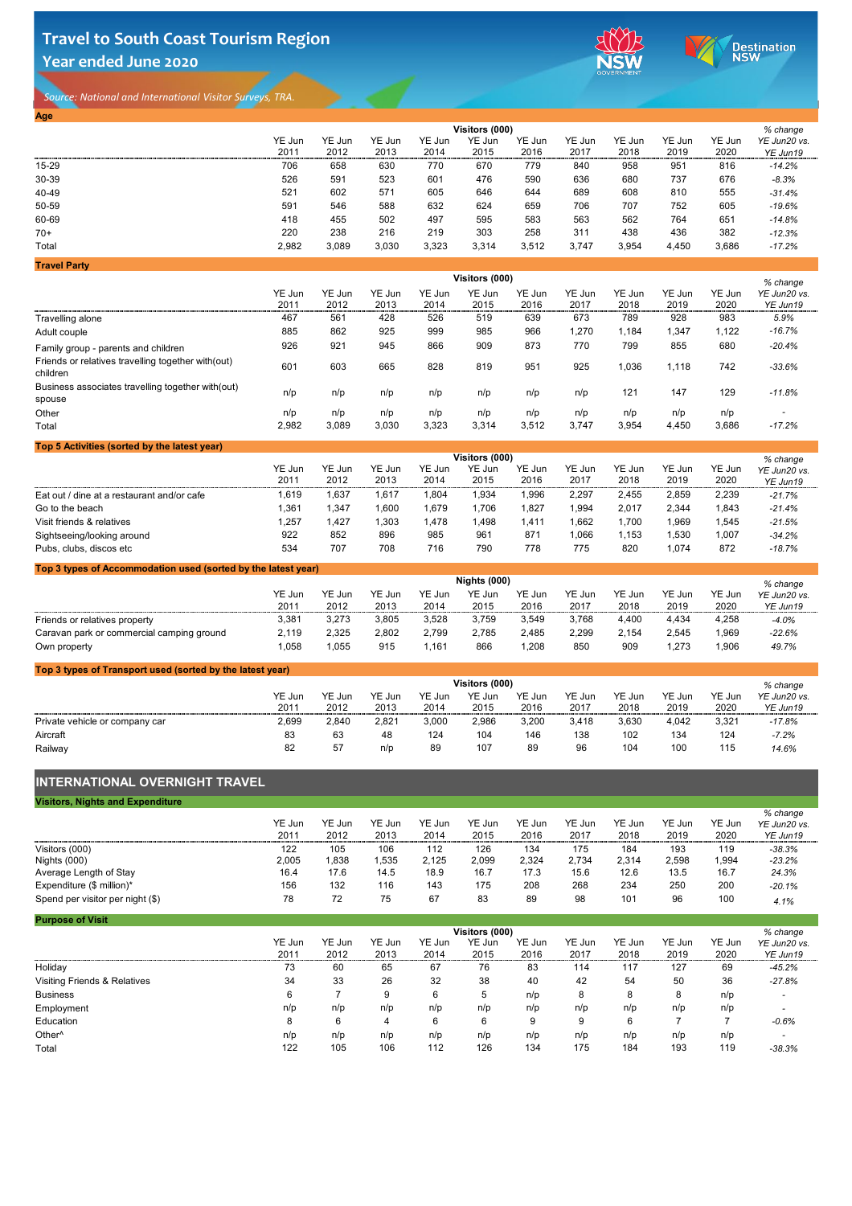# Travel to South Coast Tourism Region
## Year ended June 2020

*Source: National and International Visitor Surveys, TRA.*

### Age

| | Visitors (000) | | | | | | | | | | % change |
|---|---|---|---|---|---|---|---|---|---|---|---|
| | YE Jun 2011 | YE Jun 2012 | YE Jun 2013 | YE Jun 2014 | YE Jun 2015 | YE Jun 2016 | YE Jun 2017 | YE Jun 2018 | YE Jun 2019 | YE Jun 2020 | *YE Jun20 vs. YE Jun19* |
| 15-29 | 706 | 658 | 630 | 770 | 670 | 779 | 840 | 958 | 951 | 816 | *-14.2%* |
| 30-39 | 526 | 591 | 523 | 601 | 476 | 590 | 636 | 680 | 737 | 676 | *-8.3%* |
| 40-49 | 521 | 602 | 571 | 605 | 646 | 644 | 689 | 608 | 810 | 555 | *-31.4%* |
| 50-59 | 591 | 546 | 588 | 632 | 624 | 659 | 706 | 707 | 752 | 605 | *-19.6%* |
| 60-69 | 418 | 455 | 502 | 497 | 595 | 583 | 563 | 562 | 764 | 651 | *-14.8%* |
| 70+ | 220 | 238 | 216 | 219 | 303 | 258 | 311 | 438 | 436 | 382 | *-12.3%* |
| Total | 2,982 | 3,089 | 3,030 | 3,323 | 3,314 | 3,512 | 3,747 | 3,954 | 4,450 | 3,686 | *-17.2%* |

### Travel Party

| | Visitors (000) | | | | | | | | | | % change |
|---|---|---|---|---|---|---|---|---|---|---|---|
| | YE Jun 2011 | YE Jun 2012 | YE Jun 2013 | YE Jun 2014 | YE Jun 2015 | YE Jun 2016 | YE Jun 2017 | YE Jun 2018 | YE Jun 2019 | YE Jun 2020 | *YE Jun20 vs. YE Jun19* |
| Travelling alone | 467 | 561 | 428 | 526 | 519 | 639 | 673 | 789 | 928 | 983 | *5.9%* |
| Adult couple | 885 | 862 | 925 | 999 | 985 | 966 | 1,270 | 1,184 | 1,347 | 1,122 | *-16.7%* |
| Family group - parents and children | 926 | 921 | 945 | 866 | 909 | 873 | 770 | 799 | 855 | 680 | *-20.4%* |
| Friends or relatives travelling together with(out) children | 601 | 603 | 665 | 828 | 819 | 951 | 925 | 1,036 | 1,118 | 742 | *-33.6%* |
| Business associates travelling together with(out) spouse | n/p | n/p | n/p | n/p | n/p | n/p | n/p | 121 | 147 | 129 | *-11.8%* |
| Other | n/p | n/p | n/p | n/p | n/p | n/p | n/p | n/p | n/p | n/p | - |
| Total | 2,982 | 3,089 | 3,030 | 3,323 | 3,314 | 3,512 | 3,747 | 3,954 | 4,450 | 3,686 | *-17.2%* |

### Top 5 Activities (sorted by the latest year)

| | Visitors (000) | | | | | | | | | | % change |
|---|---|---|---|---|---|---|---|---|---|---|---|
| | YE Jun 2011 | YE Jun 2012 | YE Jun 2013 | YE Jun 2014 | YE Jun 2015 | YE Jun 2016 | YE Jun 2017 | YE Jun 2018 | YE Jun 2019 | YE Jun 2020 | *YE Jun20 vs. YE Jun19* |
| Eat out / dine at a restaurant and/or cafe | 1,619 | 1,637 | 1,617 | 1,804 | 1,934 | 1,996 | 2,297 | 2,455 | 2,859 | 2,239 | *-21.7%* |
| Go to the beach | 1,361 | 1,347 | 1,600 | 1,679 | 1,706 | 1,827 | 1,994 | 2,017 | 2,344 | 1,843 | *-21.4%* |
| Visit friends & relatives | 1,257 | 1,427 | 1,303 | 1,478 | 1,498 | 1,411 | 1,662 | 1,700 | 1,969 | 1,545 | *-21.5%* |
| Sightseeing/looking around | 922 | 852 | 896 | 985 | 961 | 871 | 1,066 | 1,153 | 1,530 | 1,007 | *-34.2%* |
| Pubs, clubs, discos etc | 534 | 707 | 708 | 716 | 790 | 778 | 775 | 820 | 1,074 | 872 | *-18.7%* |

### Top 3 types of Accommodation used (sorted by the latest year)

| | Nights (000) | | | | | | | | | | % change |
|---|---|---|---|---|---|---|---|---|---|---|---|
| | YE Jun 2011 | YE Jun 2012 | YE Jun 2013 | YE Jun 2014 | YE Jun 2015 | YE Jun 2016 | YE Jun 2017 | YE Jun 2018 | YE Jun 2019 | YE Jun 2020 | *YE Jun20 vs. YE Jun19* |
| Friends or relatives property | 3,381 | 3,273 | 3,805 | 3,528 | 3,759 | 3,549 | 3,768 | 4,400 | 4,434 | 4,258 | *-4.0%* |
| Caravan park or commercial camping ground | 2,119 | 2,325 | 2,802 | 2,799 | 2,785 | 2,485 | 2,299 | 2,154 | 2,545 | 1,969 | *-22.6%* |
| Own property | 1,058 | 1,055 | 915 | 1,161 | 866 | 1,208 | 850 | 909 | 1,273 | 1,906 | *49.7%* |

### Top 3 types of Transport used (sorted by the latest year)

| | Visitors (000) | | | | | | | | | | % change |
|---|---|---|---|---|---|---|---|---|---|---|---|
| | YE Jun 2011 | YE Jun 2012 | YE Jun 2013 | YE Jun 2014 | YE Jun 2015 | YE Jun 2016 | YE Jun 2017 | YE Jun 2018 | YE Jun 2019 | YE Jun 2020 | *YE Jun20 vs. YE Jun19* |
| Private vehicle or company car | 2,699 | 2,840 | 2,821 | 3,000 | 2,986 | 3,200 | 3,418 | 3,630 | 4,042 | 3,321 | *-17.8%* |
| Aircraft | 83 | 63 | 48 | 124 | 104 | 146 | 138 | 102 | 134 | 124 | *-7.2%* |
| Railway | 82 | 57 | n/p | 89 | 107 | 89 | 96 | 104 | 100 | 115 | *14.6%* |

## INTERNATIONAL OVERNIGHT TRAVEL

### Visitors, Nights and Expenditure

| | YE Jun 2011 | YE Jun 2012 | YE Jun 2013 | YE Jun 2014 | YE Jun 2015 | YE Jun 2016 | YE Jun 2017 | YE Jun 2018 | YE Jun 2019 | YE Jun 2020 | *% change YE Jun20 vs. YE Jun19* |
|---|---|---|---|---|---|---|---|---|---|---|---|
| Visitors (000) | 122 | 105 | 106 | 112 | 126 | 134 | 175 | 184 | 193 | 119 | *-38.3%* |
| Nights (000) | 2,005 | 1,838 | 1,535 | 2,125 | 2,099 | 2,324 | 2,734 | 2,314 | 2,598 | 1,994 | *-23.2%* |
| Average Length of Stay | 16.4 | 17.6 | 14.5 | 18.9 | 16.7 | 17.3 | 15.6 | 12.6 | 13.5 | 16.7 | *24.3%* |
| Expenditure ($ million)* | 156 | 132 | 116 | 143 | 175 | 208 | 268 | 234 | 250 | 200 | *-20.1%* |
| Spend per visitor per night ($) | 78 | 72 | 75 | 67 | 83 | 89 | 98 | 101 | 96 | 100 | *4.1%* |

### Purpose of Visit

| | Visitors (000) | | | | | | | | | | % change |
|---|---|---|---|---|---|---|---|---|---|---|---|
| | YE Jun 2011 | YE Jun 2012 | YE Jun 2013 | YE Jun 2014 | YE Jun 2015 | YE Jun 2016 | YE Jun 2017 | YE Jun 2018 | YE Jun 2019 | YE Jun 2020 | *YE Jun20 vs. YE Jun19* |
| Holiday | 73 | 60 | 65 | 67 | 76 | 83 | 114 | 117 | 127 | 69 | *-45.2%* |
| Visiting Friends & Relatives | 34 | 33 | 26 | 32 | 38 | 40 | 42 | 54 | 50 | 36 | *-27.8%* |
| Business | 6 | 7 | 9 | 6 | 5 | n/p | 8 | 8 | 8 | n/p | - |
| Employment | n/p | n/p | n/p | n/p | n/p | n/p | n/p | n/p | n/p | n/p | - |
| Education | 8 | 6 | 4 | 6 | 6 | 9 | 9 | 6 | 7 | 7 | *-0.6%* |
| Other^ | n/p | n/p | n/p | n/p | n/p | n/p | n/p | n/p | n/p | n/p | - |
| Total | 122 | 105 | 106 | 112 | 126 | 134 | 175 | 184 | 193 | 119 | *-38.3%* |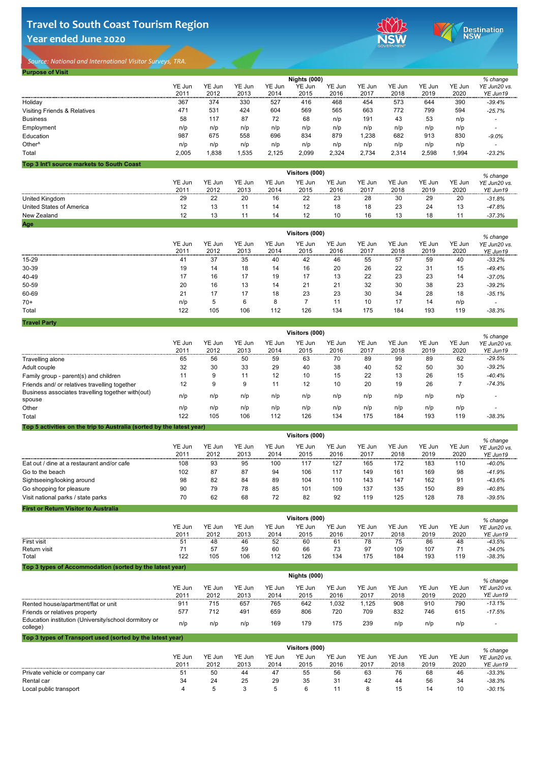# Travel to South Coast Tourism Region
## Year ended June 2020

*Source: National and International Visitor Surveys, TRA.*

**Purpose of Visit**

| | Nights (000) | | | | | | | | | | % change |
|---|---|---|---|---|---|---|---|---|---|---|---|
| | YE Jun 2011 | YE Jun 2012 | YE Jun 2013 | YE Jun 2014 | YE Jun 2015 | YE Jun 2016 | YE Jun 2017 | YE Jun 2018 | YE Jun 2019 | YE Jun 2020 | YE Jun20 vs. YE Jun19 |
| Holiday | 367 | 374 | 330 | 527 | 416 | 468 | 454 | 573 | 644 | 390 | -39.4% |
| Visiting Friends & Relatives | 471 | 531 | 424 | 604 | 569 | 565 | 663 | 772 | 799 | 594 | -25.7% |
| Business | 58 | 117 | 87 | 72 | 68 | n/p | 191 | 43 | 53 | n/p | - |
| Employment | n/p | n/p | n/p | n/p | n/p | n/p | n/p | n/p | n/p | n/p | - |
| Education | 987 | 675 | 558 | 696 | 834 | 879 | 1,238 | 682 | 913 | 830 | -9.0% |
| Other^ | n/p | n/p | n/p | n/p | n/p | n/p | n/p | n/p | n/p | n/p | - |
| Total | 2,005 | 1,838 | 1,535 | 2,125 | 2,099 | 2,324 | 2,734 | 2,314 | 2,598 | 1,994 | -23.2% |

**Top 3 Int'l source markets to South Coast**

| | Visitors (000) | | | | | | | | | | % change |
|---|---|---|---|---|---|---|---|---|---|---|---|
| | YE Jun 2011 | YE Jun 2012 | YE Jun 2013 | YE Jun 2014 | YE Jun 2015 | YE Jun 2016 | YE Jun 2017 | YE Jun 2018 | YE Jun 2019 | YE Jun 2020 | YE Jun20 vs. YE Jun19 |
| United Kingdom | 29 | 22 | 20 | 16 | 22 | 23 | 28 | 30 | 29 | 20 | -31.8% |
| United States of America | 12 | 13 | 11 | 14 | 12 | 18 | 18 | 23 | 24 | 13 | -47.8% |
| New Zealand | 12 | 13 | 11 | 14 | 12 | 10 | 16 | 13 | 18 | 11 | -37.3% |

**Age**

| | Visitors (000) | | | | | | | | | | % change |
|---|---|---|---|---|---|---|---|---|---|---|---|
| | YE Jun 2011 | YE Jun 2012 | YE Jun 2013 | YE Jun 2014 | YE Jun 2015 | YE Jun 2016 | YE Jun 2017 | YE Jun 2018 | YE Jun 2019 | YE Jun 2020 | YE Jun20 vs. YE Jun19 |
| 15-29 | 41 | 37 | 35 | 40 | 42 | 46 | 55 | 57 | 59 | 40 | -33.2% |
| 30-39 | 19 | 14 | 18 | 14 | 16 | 20 | 26 | 22 | 31 | 15 | -49.4% |
| 40-49 | 17 | 16 | 17 | 19 | 17 | 13 | 22 | 23 | 23 | 14 | -37.0% |
| 50-59 | 20 | 16 | 13 | 14 | 21 | 21 | 32 | 30 | 38 | 23 | -39.2% |
| 60-69 | 21 | 17 | 17 | 18 | 23 | 23 | 30 | 34 | 28 | 18 | -35.1% |
| 70+ | n/p | 5 | 6 | 8 | 7 | 11 | 10 | 17 | 14 | n/p | - |
| Total | 122 | 105 | 106 | 112 | 126 | 134 | 175 | 184 | 193 | 119 | -38.3% |

**Travel Party**

| | Visitors (000) | | | | | | | | | | % change |
|---|---|---|---|---|---|---|---|---|---|---|---|
| | YE Jun 2011 | YE Jun 2012 | YE Jun 2013 | YE Jun 2014 | YE Jun 2015 | YE Jun 2016 | YE Jun 2017 | YE Jun 2018 | YE Jun 2019 | YE Jun 2020 | YE Jun20 vs. YE Jun19 |
| Travelling alone | 65 | 56 | 50 | 59 | 63 | 70 | 89 | 99 | 89 | 62 | -29.5% |
| Adult couple | 32 | 30 | 33 | 29 | 40 | 38 | 40 | 52 | 50 | 30 | -39.2% |
| Family group - parent(s) and children | 11 | 9 | 11 | 12 | 10 | 15 | 22 | 13 | 26 | 15 | -40.4% |
| Friends and/ or relatives travelling together | 12 | 9 | 9 | 11 | 12 | 10 | 20 | 19 | 26 | 7 | -74.3% |
| Business associates travelling together with(out) spouse | n/p | n/p | n/p | n/p | n/p | n/p | n/p | n/p | n/p | n/p | - |
| Other | n/p | n/p | n/p | n/p | n/p | n/p | n/p | n/p | n/p | n/p | - |
| Total | 122 | 105 | 106 | 112 | 126 | 134 | 175 | 184 | 193 | 119 | -38.3% |

**Top 5 activities on the trip to Australia (sorted by the latest year)**

| | Visitors (000) | | | | | | | | | | % change |
|---|---|---|---|---|---|---|---|---|---|---|---|
| | YE Jun 2011 | YE Jun 2012 | YE Jun 2013 | YE Jun 2014 | YE Jun 2015 | YE Jun 2016 | YE Jun 2017 | YE Jun 2018 | YE Jun 2019 | YE Jun 2020 | YE Jun20 vs. YE Jun19 |
| Eat out / dine at a restaurant and/or cafe | 108 | 93 | 95 | 100 | 117 | 127 | 165 | 172 | 183 | 110 | -40.0% |
| Go to the beach | 102 | 87 | 87 | 94 | 106 | 117 | 149 | 161 | 169 | 98 | -41.9% |
| Sightseeing/looking around | 98 | 82 | 84 | 89 | 104 | 110 | 143 | 147 | 162 | 91 | -43.6% |
| Go shopping for pleasure | 90 | 79 | 78 | 85 | 101 | 109 | 137 | 135 | 150 | 89 | -40.8% |
| Visit national parks / state parks | 70 | 62 | 68 | 72 | 82 | 92 | 119 | 125 | 128 | 78 | -39.5% |

**First or Return Visitor to Australia**

| | Visitors (000) | | | | | | | | | | % change |
|---|---|---|---|---|---|---|---|---|---|---|---|
| | YE Jun 2011 | YE Jun 2012 | YE Jun 2013 | YE Jun 2014 | YE Jun 2015 | YE Jun 2016 | YE Jun 2017 | YE Jun 2018 | YE Jun 2019 | YE Jun 2020 | YE Jun20 vs. YE Jun19 |
| First visit | 51 | 48 | 46 | 52 | 60 | 61 | 78 | 75 | 86 | 48 | -43.5% |
| Return visit | 71 | 57 | 59 | 60 | 66 | 73 | 97 | 109 | 107 | 71 | -34.0% |
| Total | 122 | 105 | 106 | 112 | 126 | 134 | 175 | 184 | 193 | 119 | -38.3% |

**Top 3 types of Accommodation (sorted by the latest year)**

| | Nights (000) | | | | | | | | | | % change |
|---|---|---|---|---|---|---|---|---|---|---|---|
| | YE Jun 2011 | YE Jun 2012 | YE Jun 2013 | YE Jun 2014 | YE Jun 2015 | YE Jun 2016 | YE Jun 2017 | YE Jun 2018 | YE Jun 2019 | YE Jun 2020 | YE Jun20 vs. YE Jun19 |
| Rented house/apartment/flat or unit | 911 | 715 | 657 | 765 | 642 | 1,032 | 1,125 | 908 | 910 | 790 | -13.1% |
| Friends or relatives property | 577 | 712 | 491 | 659 | 806 | 720 | 709 | 832 | 746 | 615 | -17.5% |
| Education institution (University/school dormitory or college) | n/p | n/p | n/p | 169 | 179 | 175 | 239 | n/p | n/p | n/p | - |

**Top 3 types of Transport used (sorted by the latest year)**

| | Visitors (000) | | | | | | | | | | % change |
|---|---|---|---|---|---|---|---|---|---|---|---|
| | YE Jun 2011 | YE Jun 2012 | YE Jun 2013 | YE Jun 2014 | YE Jun 2015 | YE Jun 2016 | YE Jun 2017 | YE Jun 2018 | YE Jun 2019 | YE Jun 2020 | YE Jun20 vs. YE Jun19 |
| Private vehicle or company car | 51 | 50 | 44 | 47 | 55 | 56 | 63 | 76 | 68 | 46 | -33.3% |
| Rental car | 34 | 24 | 25 | 29 | 35 | 31 | 42 | 44 | 56 | 34 | -38.3% |
| Local public transport | 4 | 5 | 3 | 5 | 6 | 11 | 8 | 15 | 14 | 10 | -30.1% |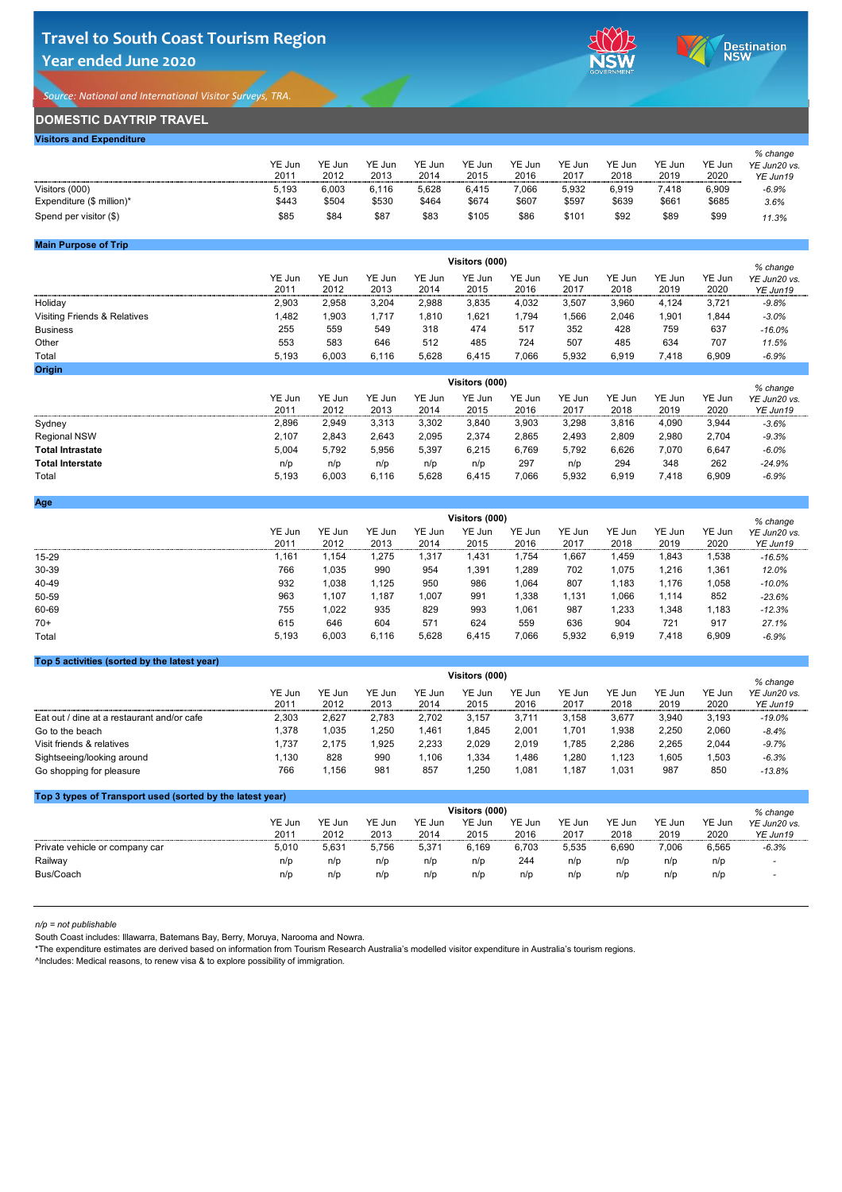# Travel to South Coast Tourism Region

## Year ended June 2020

*Source: National and International Visitor Surveys, TRA.*

## DOMESTIC DAYTRIP TRAVEL

### Visitors and Expenditure

| | YE Jun 2011 | YE Jun 2012 | YE Jun 2013 | YE Jun 2014 | YE Jun 2015 | YE Jun 2016 | YE Jun 2017 | YE Jun 2018 | YE Jun 2019 | YE Jun 2020 | % change YE Jun20 vs. YE Jun19 |
|---|---|---|---|---|---|---|---|---|---|---|---|
| Visitors (000) | 5,193 | 6,003 | 6,116 | 5,628 | 6,415 | 7,066 | 5,932 | 6,919 | 7,418 | 6,909 | -6.9% |
| Expenditure ($ million)* | $443 | $504 | $530 | $464 | $674 | $607 | $597 | $639 | $661 | $685 | 3.6% |
| Spend per visitor ($) | $85 | $84 | $87 | $83 | $105 | $86 | $101 | $92 | $89 | $99 | 11.3% |

### Main Purpose of Trip

| | Visitors (000) | | | | | | | | | | |
|---|---|---|---|---|---|---|---|---|---|---|---|
| | YE Jun 2011 | YE Jun 2012 | YE Jun 2013 | YE Jun 2014 | YE Jun 2015 | YE Jun 2016 | YE Jun 2017 | YE Jun 2018 | YE Jun 2019 | YE Jun 2020 | % change YE Jun20 vs. YE Jun19 |
| Holiday | 2,903 | 2,958 | 3,204 | 2,988 | 3,835 | 4,032 | 3,507 | 3,960 | 4,124 | 3,721 | -9.8% |
| Visiting Friends & Relatives | 1,482 | 1,903 | 1,717 | 1,810 | 1,621 | 1,794 | 1,566 | 2,046 | 1,901 | 1,844 | -3.0% |
| Business | 255 | 559 | 549 | 318 | 474 | 517 | 352 | 428 | 759 | 637 | -16.0% |
| Other | 553 | 583 | 646 | 512 | 485 | 724 | 507 | 485 | 634 | 707 | 11.5% |
| Total | 5,193 | 6,003 | 6,116 | 5,628 | 6,415 | 7,066 | 5,932 | 6,919 | 7,418 | 6,909 | -6.9% |

### Origin

| | Visitors (000) | | | | | | | | | | |
|---|---|---|---|---|---|---|---|---|---|---|---|
| | YE Jun 2011 | YE Jun 2012 | YE Jun 2013 | YE Jun 2014 | YE Jun 2015 | YE Jun 2016 | YE Jun 2017 | YE Jun 2018 | YE Jun 2019 | YE Jun 2020 | % change YE Jun20 vs. YE Jun19 |
| Sydney | 2,896 | 2,949 | 3,313 | 3,302 | 3,840 | 3,903 | 3,298 | 3,816 | 4,090 | 3,944 | -3.6% |
| Regional NSW | 2,107 | 2,843 | 2,643 | 2,095 | 2,374 | 2,865 | 2,493 | 2,809 | 2,980 | 2,704 | -9.3% |
| **Total Intrastate** | 5,004 | 5,792 | 5,956 | 5,397 | 6,215 | 6,769 | 5,792 | 6,626 | 7,070 | 6,647 | -6.0% |
| **Total Interstate** | n/p | n/p | n/p | n/p | n/p | 297 | n/p | 294 | 348 | 262 | -24.9% |
| Total | 5,193 | 6,003 | 6,116 | 5,628 | 6,415 | 7,066 | 5,932 | 6,919 | 7,418 | 6,909 | -6.9% |

### Age

| | Visitors (000) | | | | | | | | | | |
|---|---|---|---|---|---|---|---|---|---|---|---|
| | YE Jun 2011 | YE Jun 2012 | YE Jun 2013 | YE Jun 2014 | YE Jun 2015 | YE Jun 2016 | YE Jun 2017 | YE Jun 2018 | YE Jun 2019 | YE Jun 2020 | % change YE Jun20 vs. YE Jun19 |
| 15-29 | 1,161 | 1,154 | 1,275 | 1,317 | 1,431 | 1,754 | 1,667 | 1,459 | 1,843 | 1,538 | -16.5% |
| 30-39 | 766 | 1,035 | 990 | 954 | 1,391 | 1,289 | 702 | 1,075 | 1,216 | 1,361 | 12.0% |
| 40-49 | 932 | 1,038 | 1,125 | 950 | 986 | 1,064 | 807 | 1,183 | 1,176 | 1,058 | -10.0% |
| 50-59 | 963 | 1,107 | 1,187 | 1,007 | 991 | 1,338 | 1,131 | 1,066 | 1,114 | 852 | -23.6% |
| 60-69 | 755 | 1,022 | 935 | 829 | 993 | 1,061 | 987 | 1,233 | 1,348 | 1,183 | -12.3% |
| 70+ | 615 | 646 | 604 | 571 | 624 | 559 | 636 | 904 | 721 | 917 | 27.1% |
| Total | 5,193 | 6,003 | 6,116 | 5,628 | 6,415 | 7,066 | 5,932 | 6,919 | 7,418 | 6,909 | -6.9% |

### Top 5 activities (sorted by the latest year)

| | Visitors (000) | | | | | | | | | | |
|---|---|---|---|---|---|---|---|---|---|---|---|
| | YE Jun 2011 | YE Jun 2012 | YE Jun 2013 | YE Jun 2014 | YE Jun 2015 | YE Jun 2016 | YE Jun 2017 | YE Jun 2018 | YE Jun 2019 | YE Jun 2020 | % change YE Jun20 vs. YE Jun19 |
| Eat out / dine at a restaurant and/or cafe | 2,303 | 2,627 | 2,783 | 2,702 | 3,157 | 3,711 | 3,158 | 3,677 | 3,940 | 3,193 | -19.0% |
| Go to the beach | 1,378 | 1,035 | 1,250 | 1,461 | 1,845 | 2,001 | 1,701 | 1,938 | 2,250 | 2,060 | -8.4% |
| Visit friends & relatives | 1,737 | 2,175 | 1,925 | 2,233 | 2,029 | 2,019 | 1,785 | 2,286 | 2,265 | 2,044 | -9.7% |
| Sightseeing/looking around | 1,130 | 828 | 990 | 1,106 | 1,334 | 1,486 | 1,280 | 1,123 | 1,605 | 1,503 | -6.3% |
| Go shopping for pleasure | 766 | 1,156 | 981 | 857 | 1,250 | 1,081 | 1,187 | 1,031 | 987 | 850 | -13.8% |

### Top 3 types of Transport used (sorted by the latest year)

| | Visitors (000) | | | | | | | | | | |
|---|---|---|---|---|---|---|---|---|---|---|---|
| | YE Jun 2011 | YE Jun 2012 | YE Jun 2013 | YE Jun 2014 | YE Jun 2015 | YE Jun 2016 | YE Jun 2017 | YE Jun 2018 | YE Jun 2019 | YE Jun 2020 | % change YE Jun20 vs. YE Jun19 |
| Private vehicle or company car | 5,010 | 5,631 | 5,756 | 5,371 | 6,169 | 6,703 | 5,535 | 6,690 | 7,006 | 6,565 | -6.3% |
| Railway | n/p | n/p | n/p | n/p | n/p | 244 | n/p | n/p | n/p | n/p | - |
| Bus/Coach | n/p | n/p | n/p | n/p | n/p | n/p | n/p | n/p | n/p | n/p | - |

*n/p = not publishable*

South Coast includes: Illawarra, Batemans Bay, Berry, Moruya, Narooma and Nowra.

*The expenditure estimates are derived based on information from Tourism Research Australia's modelled visitor expenditure in Australia's tourism regions.

^Includes: Medical reasons, to renew visa & to explore possibility of immigration.